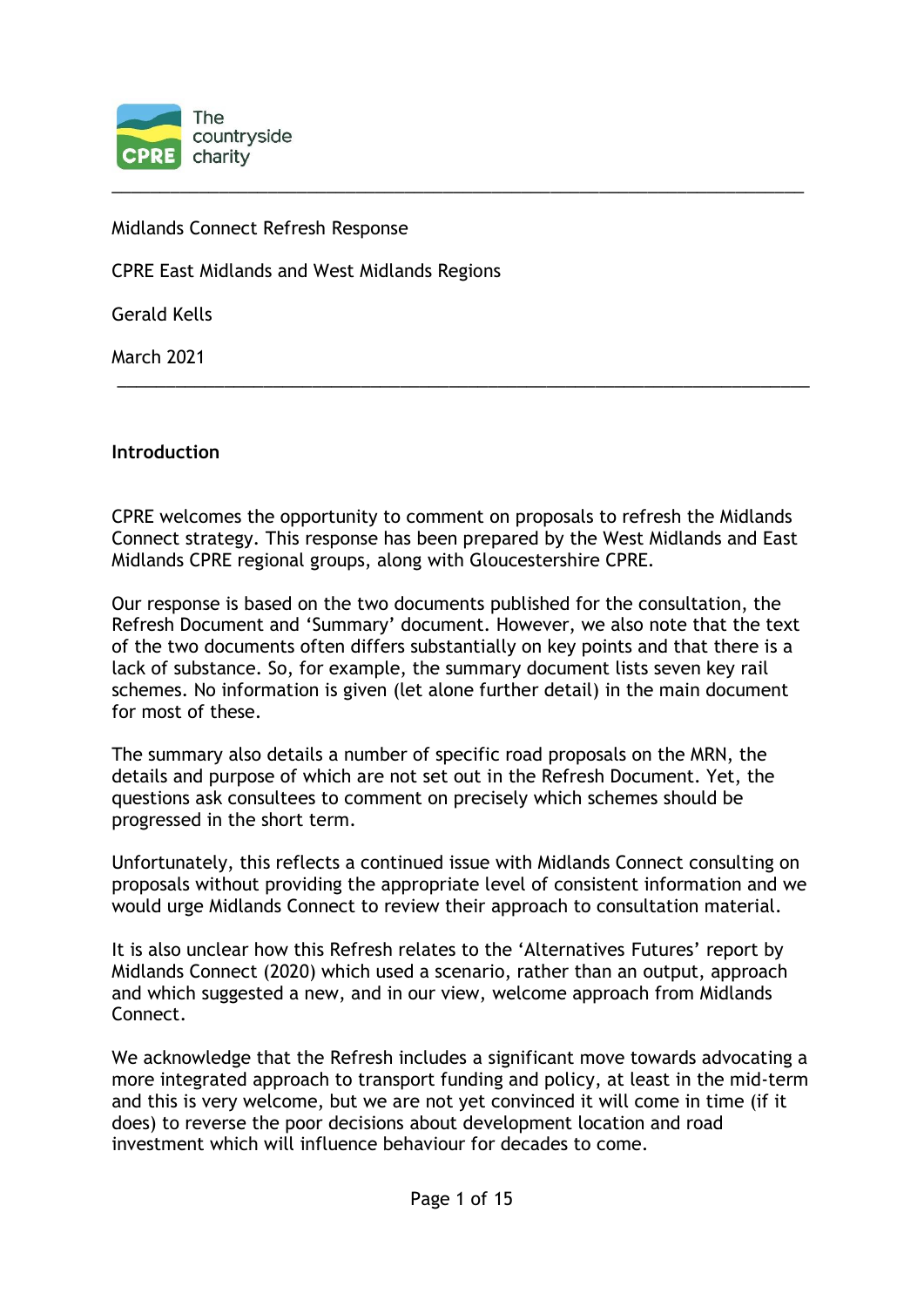The countryside charity

Midlands Connect Refresh Response

CPRE East Midlands and West Midlands Regions

Gerald Kells

March 2021

---

**Introduction**

CPRE welcomes the opportunity to comment on proposals to refresh the Midlands Connect strategy. This response has been prepared by the West Midlands and East Midlands CPRE regional groups, along with Gloucestershire CPRE.

Our response is based on the two documents published for the consultation, the Refresh Document and 'Summary' document. However, we also note that the text of the two documents often differs substantially on key points and that there is a lack of substance. So, for example, the summary document lists seven key rail schemes. No information is given (let alone further detail) in the main document for most of these.

The summary also details a number of specific road proposals on the MRN, the details and purpose of which are not set out in the Refresh Document. Yet, the questions ask consultees to comment on precisely which schemes should be progressed in the short term.

Unfortunately, this reflects a continued issue with Midlands Connect consulting on proposals without providing the appropriate level of consistent information and we would urge Midlands Connect to review their approach to consultation material.

It is also unclear how this Refresh relates to the 'Alternatives Futures' report by Midlands Connect (2020) which used a scenario, rather than an output, approach and which suggested a new, and in our view, welcome approach from Midlands Connect.

We acknowledge that the Refresh includes a significant move towards advocating a more integrated approach to transport funding and policy, at least in the mid-term and this is very welcome, but we are not yet convinced it will come in time (if it does) to reverse the poor decisions about development location and road investment which will influence behaviour for decades to come.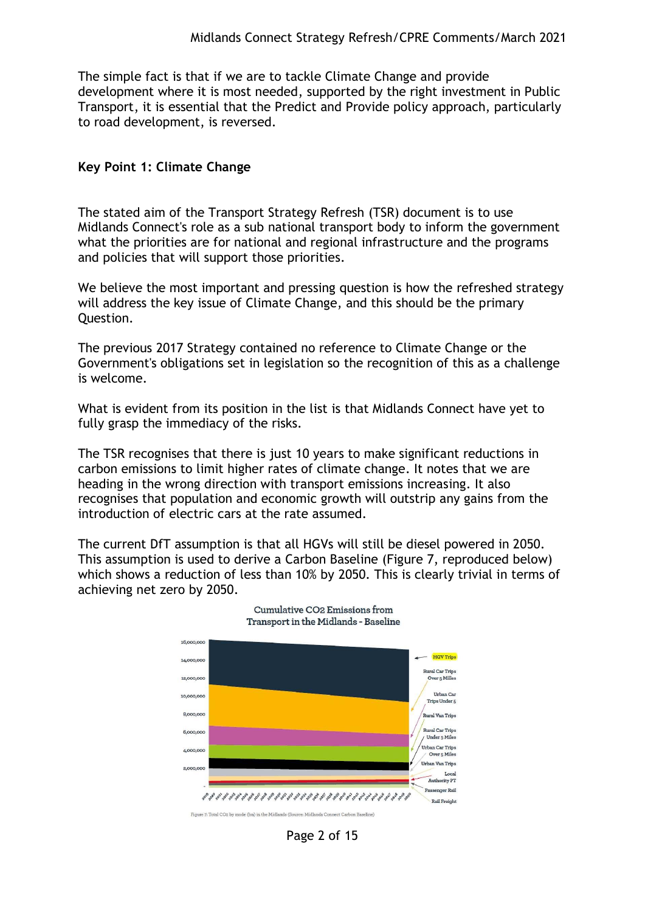The simple fact is that if we are to tackle Climate Change and provide development where it is most needed, supported by the right investment in Public Transport, it is essential that the Predict and Provide policy approach, particularly to road development, is reversed.

**Key Point 1: Climate Change**

The stated aim of the Transport Strategy Refresh (TSR) document is to use Midlands Connect's role as a sub national transport body to inform the government what the priorities are for national and regional infrastructure and the programs and policies that will support those priorities.

We believe the most important and pressing question is how the refreshed strategy will address the key issue of Climate Change, and this should be the primary Question.

The previous 2017 Strategy contained no reference to Climate Change or the Government's obligations set in legislation so the recognition of this as a challenge is welcome.

What is evident from its position in the list is that Midlands Connect have yet to fully grasp the immediacy of the risks.

The TSR recognises that there is just 10 years to make significant reductions in carbon emissions to limit higher rates of climate change. It notes that we are heading in the wrong direction with transport emissions increasing. It also recognises that population and economic growth will outstrip any gains from the introduction of electric cars at the rate assumed.

The current DfT assumption is that all HGVs will still be diesel powered in 2050. This assumption is used to derive a Carbon Baseline (Figure 7, reproduced below) which shows a reduction of less than 10% by 2050. This is clearly trivial in terms of achieving net zero by 2050.

Cumulative $CO_2$ Emissions from Transport in the Midlands - Baseline

16,000,000
14,000,000
12,000,000
10,000,000
8,000,000
6,000,000
4,000,000
2,000,000
-

HGV Trips
Rural Car Trips Over 5 Miles
Urban Car Trips Under 5
Rural Van Trips
Rural Car Trips Under 5 Miles
Urban Car Trips Over 5 Miles
Urban Van Trips
Local Authority PT
Passenger Rail
Rail Freight

Figure 7: Total $CO_2$ by mode (bn) in the Midlands (Source: Midlands Connect Carbon Baseline)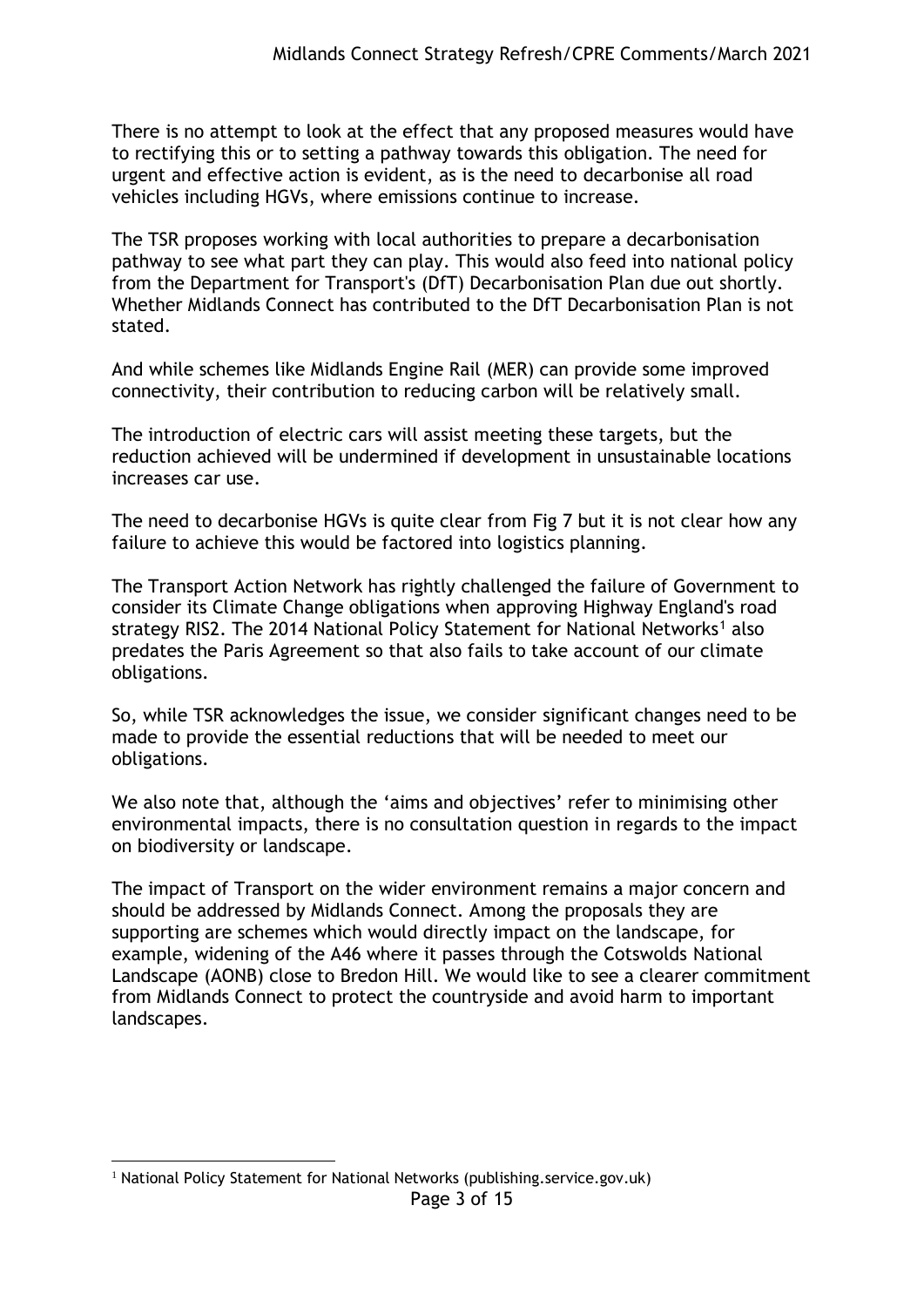There is no attempt to look at the effect that any proposed measures would have to rectifying this or to setting a pathway towards this obligation. The need for urgent and effective action is evident, as is the need to decarbonise all road vehicles including HGVs, where emissions continue to increase.

The TSR proposes working with local authorities to prepare a decarbonisation pathway to see what part they can play. This would also feed into national policy from the Department for Transport's (DfT) Decarbonisation Plan due out shortly. Whether Midlands Connect has contributed to the DfT Decarbonisation Plan is not stated.

And while schemes like Midlands Engine Rail (MER) can provide some improved connectivity, their contribution to reducing carbon will be relatively small.

The introduction of electric cars will assist meeting these targets, but the reduction achieved will be undermined if development in unsustainable locations increases car use.

The need to decarbonise HGVs is quite clear from Fig 7 but it is not clear how any failure to achieve this would be factored into logistics planning.

The Transport Action Network has rightly challenged the failure of Government to consider its Climate Change obligations when approving Highway England's road strategy RIS2. The 2014 National Policy Statement for National Networks[1] also predates the Paris Agreement so that also fails to take account of our climate obligations.

So, while TSR acknowledges the issue, we consider significant changes need to be made to provide the essential reductions that will be needed to meet our obligations.

We also note that, although the 'aims and objectives' refer to minimising other environmental impacts, there is no consultation question in regards to the impact on biodiversity or landscape.

The impact of Transport on the wider environment remains a major concern and should be addressed by Midlands Connect. Among the proposals they are supporting are schemes which would directly impact on the landscape, for example, widening of the A46 where it passes through the Cotswolds National Landscape (AONB) close to Bredon Hill. We would like to see a clearer commitment from Midlands Connect to protect the countryside and avoid harm to important landscapes.

[1] National Policy Statement for National Networks (publishing.service.gov.uk)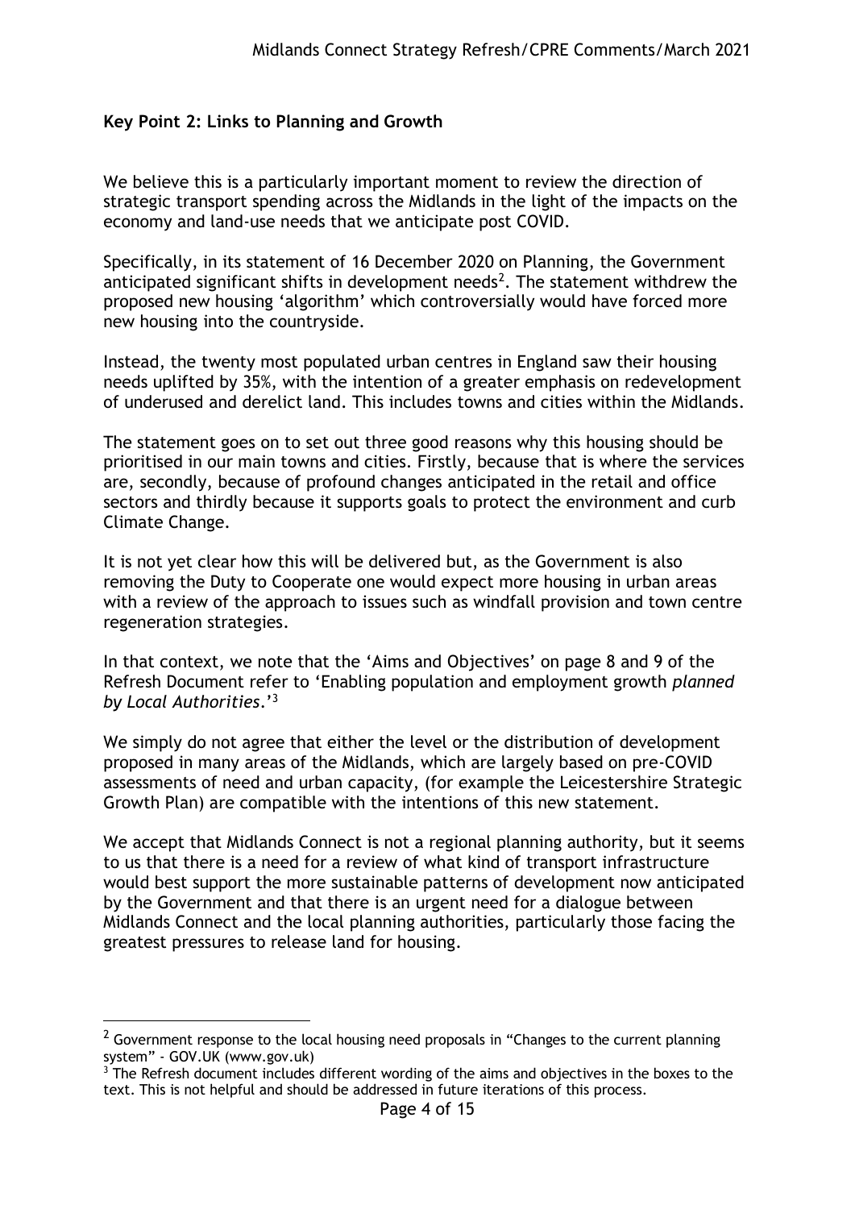**Key Point 2: Links to Planning and Growth**

We believe this is a particularly important moment to review the direction of strategic transport spending across the Midlands in the light of the impacts on the economy and land-use needs that we anticipate post COVID.

Specifically, in its statement of 16 December 2020 on Planning, the Government anticipated significant shifts in development needs[2]. The statement withdrew the proposed new housing 'algorithm' which controversially would have forced more new housing into the countryside.

Instead, the twenty most populated urban centres in England saw their housing needs uplifted by 35%, with the intention of a greater emphasis on redevelopment of underused and derelict land. This includes towns and cities within the Midlands.

The statement goes on to set out three good reasons why this housing should be prioritised in our main towns and cities. Firstly, because that is where the services are, secondly, because of profound changes anticipated in the retail and office sectors and thirdly because it supports goals to protect the environment and curb Climate Change.

It is not yet clear how this will be delivered but, as the Government is also removing the Duty to Cooperate one would expect more housing in urban areas with a review of the approach to issues such as windfall provision and town centre regeneration strategies.

In that context, we note that the 'Aims and Objectives' on page 8 and 9 of the Refresh Document refer to 'Enabling population and employment growth *planned by Local Authorities*.'[3]

We simply do not agree that either the level or the distribution of development proposed in many areas of the Midlands, which are largely based on pre-COVID assessments of need and urban capacity, (for example the Leicestershire Strategic Growth Plan) are compatible with the intentions of this new statement.

We accept that Midlands Connect is not a regional planning authority, but it seems to us that there is a need for a review of what kind of transport infrastructure would best support the more sustainable patterns of development now anticipated by the Government and that there is an urgent need for a dialogue between Midlands Connect and the local planning authorities, particularly those facing the greatest pressures to release land for housing.

---

[2] Government response to the local housing need proposals in "Changes to the current planning system" - GOV.UK (www.gov.uk)

[3] The Refresh document includes different wording of the aims and objectives in the boxes to the text. This is not helpful and should be addressed in future iterations of this process.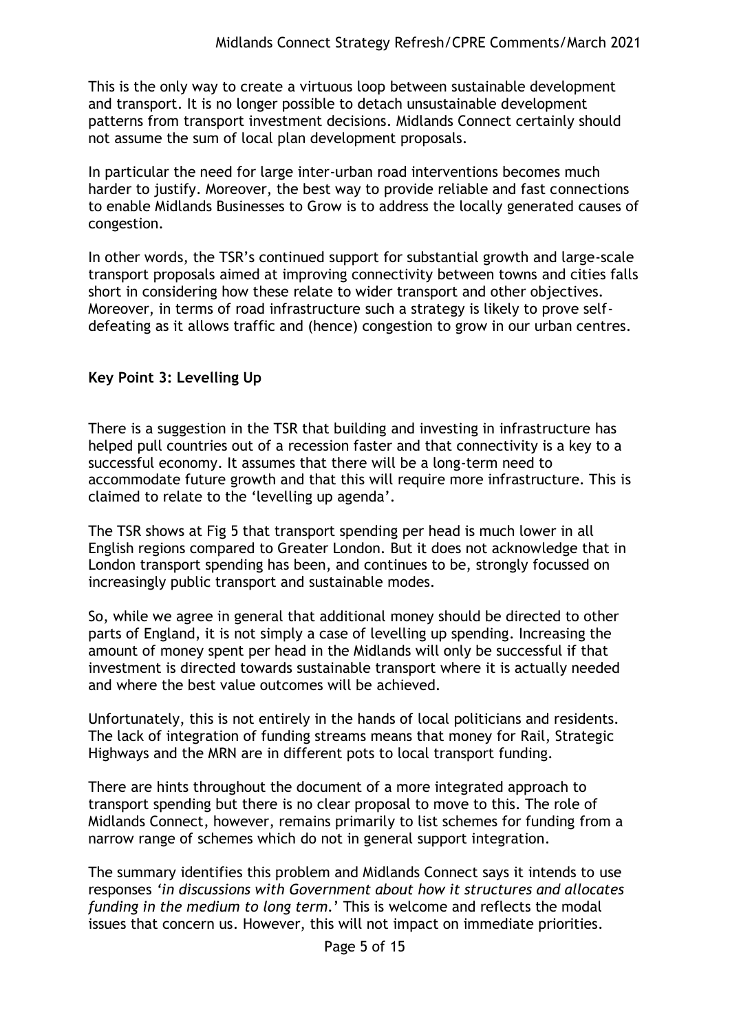This is the only way to create a virtuous loop between sustainable development and transport. It is no longer possible to detach unsustainable development patterns from transport investment decisions. Midlands Connect certainly should not assume the sum of local plan development proposals.

In particular the need for large inter-urban road interventions becomes much harder to justify. Moreover, the best way to provide reliable and fast connections to enable Midlands Businesses to Grow is to address the locally generated causes of congestion.

In other words, the TSR's continued support for substantial growth and large-scale transport proposals aimed at improving connectivity between towns and cities falls short in considering how these relate to wider transport and other objectives. Moreover, in terms of road infrastructure such a strategy is likely to prove self-defeating as it allows traffic and (hence) congestion to grow in our urban centres.

**Key Point 3: Levelling Up**

There is a suggestion in the TSR that building and investing in infrastructure has helped pull countries out of a recession faster and that connectivity is a key to a successful economy. It assumes that there will be a long-term need to accommodate future growth and that this will require more infrastructure. This is claimed to relate to the 'levelling up agenda'.

The TSR shows at Fig 5 that transport spending per head is much lower in all English regions compared to Greater London. But it does not acknowledge that in London transport spending has been, and continues to be, strongly focussed on increasingly public transport and sustainable modes.

So, while we agree in general that additional money should be directed to other parts of England, it is not simply a case of levelling up spending. Increasing the amount of money spent per head in the Midlands will only be successful if that investment is directed towards sustainable transport where it is actually needed and where the best value outcomes will be achieved.

Unfortunately, this is not entirely in the hands of local politicians and residents. The lack of integration of funding streams means that money for Rail, Strategic Highways and the MRN are in different pots to local transport funding.

There are hints throughout the document of a more integrated approach to transport spending but there is no clear proposal to move to this. The role of Midlands Connect, however, remains primarily to list schemes for funding from a narrow range of schemes which do not in general support integration.

The summary identifies this problem and Midlands Connect says it intends to use responses '*in discussions with Government about how it structures and allocates funding in the medium to long term.*' This is welcome and reflects the modal issues that concern us. However, this will not impact on immediate priorities.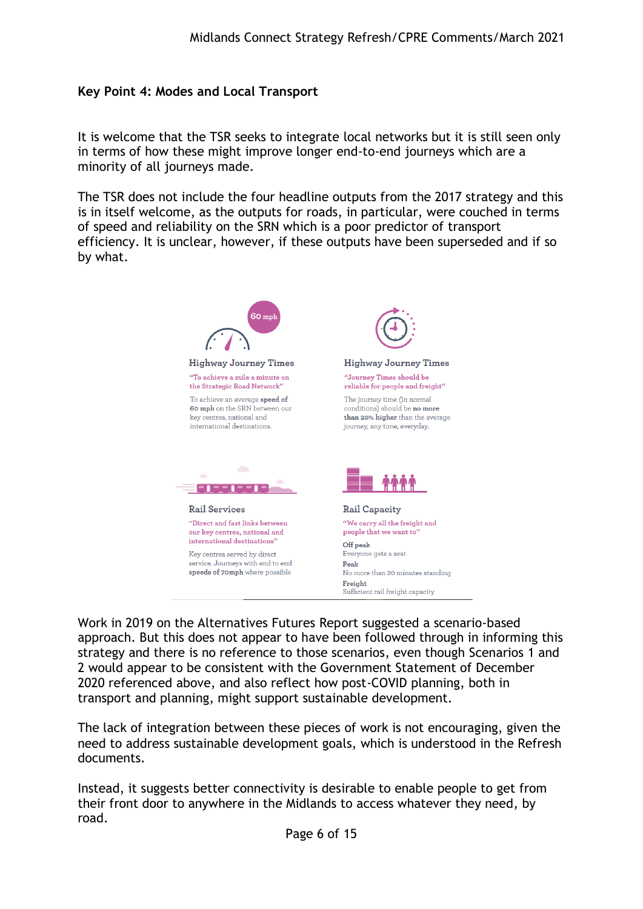## Key Point 4: Modes and Local Transport

It is welcome that the TSR seeks to integrate local networks but it is still seen only in terms of how these might improve longer end-to-end journeys which are a minority of all journeys made.

The TSR does not include the four headline outputs from the 2017 strategy and this is in itself welcome, as the outputs for roads, in particular, were couched in terms of speed and reliability on the SRN which is a poor predictor of transport efficiency. It is unclear, however, if these outputs have been superseded and if so by what.

60 mph

**Highway Journey Times**

"To achieve a mile a minute on the Strategic Road Network"

To achieve an average **speed of 60 mph** on the SRN between our key centres, national and international destinations.

**Highway Journey Times**

"Journey Times should be reliable for people and freight"

The journey time (in normal conditions) should be **no more than 20% higher** than the average journey, any time, everyday.

**Rail Services**

"Direct and fast links between our key centres, national and international destinations"

Key centres served by direct service. Journeys with end to end **speeds of 70mph** where possible

**Rail Capacity**

"We carry all the freight and people that we want to"

Off peak
Everyone gets a seat
Peak
No more than 20 minutes standing
Freight
Sufficient rail freight capacity

Work in 2019 on the Alternatives Futures Report suggested a scenario-based approach. But this does not appear to have been followed through in informing this strategy and there is no reference to those scenarios, even though Scenarios 1 and 2 would appear to be consistent with the Government Statement of December 2020 referenced above, and also reflect how post-COVID planning, both in transport and planning, might support sustainable development.

The lack of integration between these pieces of work is not encouraging, given the need to address sustainable development goals, which is understood in the Refresh documents.

Instead, it suggests better connectivity is desirable to enable people to get from their front door to anywhere in the Midlands to access whatever they need, by road.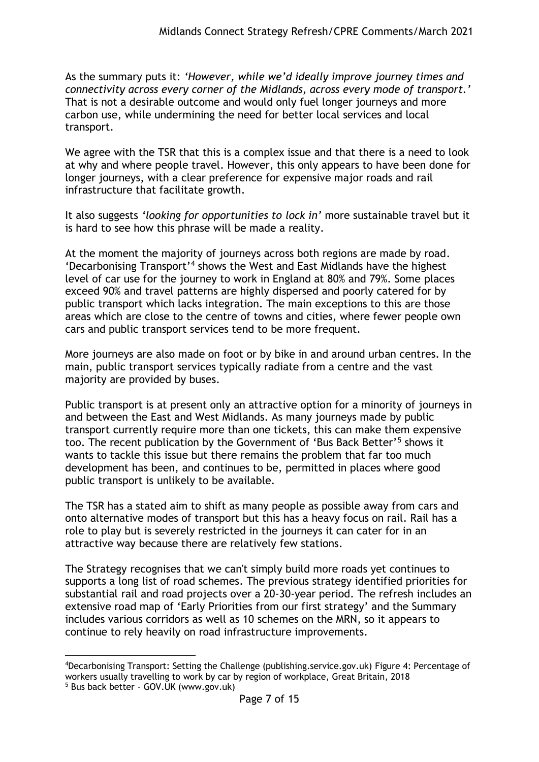As the summary puts it: *'However, while we'd ideally improve journey times and connectivity across every corner of the Midlands, across every mode of transport.'* That is not a desirable outcome and would only fuel longer journeys and more carbon use, while undermining the need for better local services and local transport.

We agree with the TSR that this is a complex issue and that there is a need to look at why and where people travel. However, this only appears to have been done for longer journeys, with a clear preference for expensive major roads and rail infrastructure that facilitate growth.

It also suggests *'looking for opportunities to lock in'* more sustainable travel but it is hard to see how this phrase will be made a reality.

At the moment the majority of journeys across both regions are made by road. 'Decarbonising Transport'[4] shows the West and East Midlands have the highest level of car use for the journey to work in England at 80% and 79%. Some places exceed 90% and travel patterns are highly dispersed and poorly catered for by public transport which lacks integration. The main exceptions to this are those areas which are close to the centre of towns and cities, where fewer people own cars and public transport services tend to be more frequent.

More journeys are also made on foot or by bike in and around urban centres. In the main, public transport services typically radiate from a centre and the vast majority are provided by buses.

Public transport is at present only an attractive option for a minority of journeys in and between the East and West Midlands. As many journeys made by public transport currently require more than one tickets, this can make them expensive too. The recent publication by the Government of 'Bus Back Better'[5] shows it wants to tackle this issue but there remains the problem that far too much development has been, and continues to be, permitted in places where good public transport is unlikely to be available.

The TSR has a stated aim to shift as many people as possible away from cars and onto alternative modes of transport but this has a heavy focus on rail. Rail has a role to play but is severely restricted in the journeys it can cater for in an attractive way because there are relatively few stations.

The Strategy recognises that we can't simply build more roads yet continues to supports a long list of road schemes. The previous strategy identified priorities for substantial rail and road projects over a 20-30-year period. The refresh includes an extensive road map of 'Early Priorities from our first strategy' and the Summary includes various corridors as well as 10 schemes on the MRN, so it appears to continue to rely heavily on road infrastructure improvements.

---

[4] Decarbonising Transport: Setting the Challenge (publishing.service.gov.uk) Figure 4: Percentage of workers usually travelling to work by car by region of workplace, Great Britain, 2018

[5] Bus back better - GOV.UK (www.gov.uk)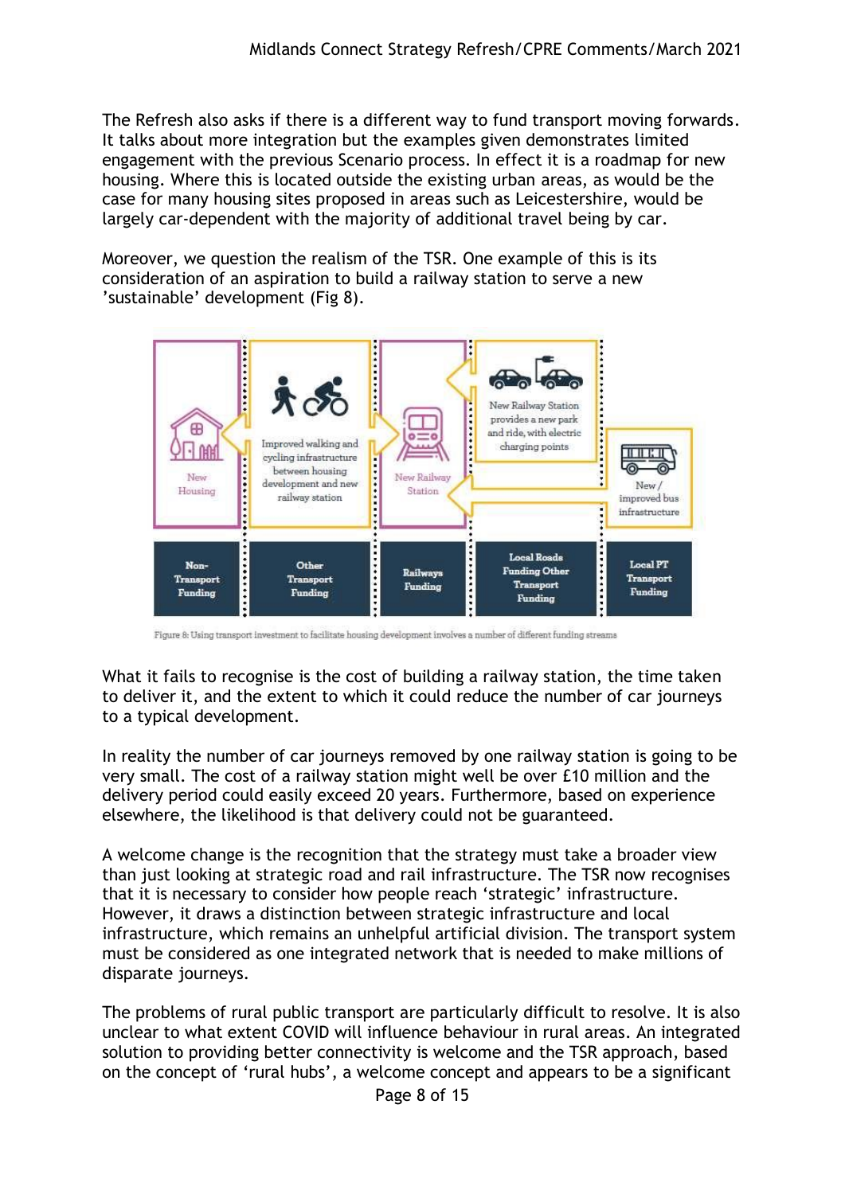The Refresh also asks if there is a different way to fund transport moving forwards. It talks about more integration but the examples given demonstrates limited engagement with the previous Scenario process. In effect it is a roadmap for new housing. Where this is located outside the existing urban areas, as would be the case for many housing sites proposed in areas such as Leicestershire, would be largely car-dependent with the majority of additional travel being by car.

Moreover, we question the realism of the TSR. One example of this is its consideration of an aspiration to build a railway station to serve a new 'sustainable' development (Fig 8).

New Housing

Improved walking and cycling infrastructure between housing development and new railway station

New Railway Station

New Railway Station provides a new park and ride, with electric charging points

New / improved bus infrastructure

Non-Transport Funding

Other Transport Funding

Railways Funding

Local Roads Funding Other Transport Funding

Local PT Transport Funding

Figure 8: Using transport investment to facilitate housing development involves a number of different funding streams

What it fails to recognise is the cost of building a railway station, the time taken to deliver it, and the extent to which it could reduce the number of car journeys to a typical development.

In reality the number of car journeys removed by one railway station is going to be very small. The cost of a railway station might well be over £10 million and the delivery period could easily exceed 20 years. Furthermore, based on experience elsewhere, the likelihood is that delivery could not be guaranteed.

A welcome change is the recognition that the strategy must take a broader view than just looking at strategic road and rail infrastructure. The TSR now recognises that it is necessary to consider how people reach 'strategic' infrastructure. However, it draws a distinction between strategic infrastructure and local infrastructure, which remains an unhelpful artificial division. The transport system must be considered as one integrated network that is needed to make millions of disparate journeys.

The problems of rural public transport are particularly difficult to resolve. It is also unclear to what extent COVID will influence behaviour in rural areas. An integrated solution to providing better connectivity is welcome and the TSR approach, based on the concept of 'rural hubs', a welcome concept and appears to be a significant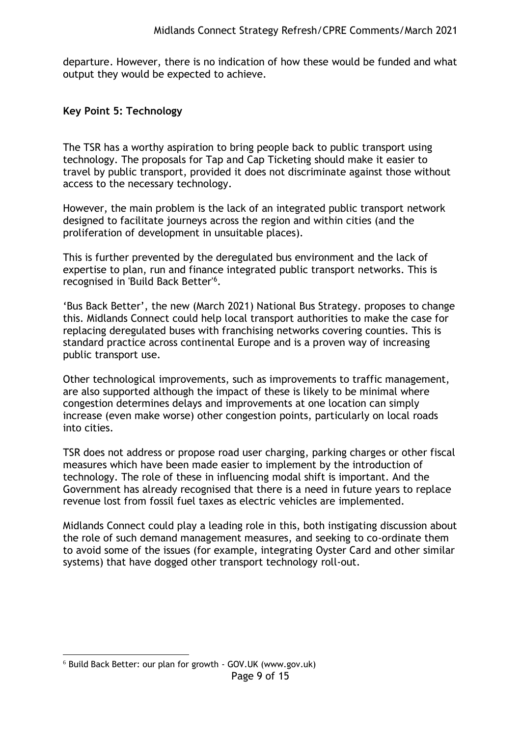departure. However, there is no indication of how these would be funded and what output they would be expected to achieve.

**Key Point 5: Technology**

The TSR has a worthy aspiration to bring people back to public transport using technology. The proposals for Tap and Cap Ticketing should make it easier to travel by public transport, provided it does not discriminate against those without access to the necessary technology.

However, the main problem is the lack of an integrated public transport network designed to facilitate journeys across the region and within cities (and the proliferation of development in unsuitable places).

This is further prevented by the deregulated bus environment and the lack of expertise to plan, run and finance integrated public transport networks. This is recognised in 'Build Back Better'[6].

'Bus Back Better', the new (March 2021) National Bus Strategy. proposes to change this. Midlands Connect could help local transport authorities to make the case for replacing deregulated buses with franchising networks covering counties. This is standard practice across continental Europe and is a proven way of increasing public transport use.

Other technological improvements, such as improvements to traffic management, are also supported although the impact of these is likely to be minimal where congestion determines delays and improvements at one location can simply increase (even make worse) other congestion points, particularly on local roads into cities.

TSR does not address or propose road user charging, parking charges or other fiscal measures which have been made easier to implement by the introduction of technology. The role of these in influencing modal shift is important. And the Government has already recognised that there is a need in future years to replace revenue lost from fossil fuel taxes as electric vehicles are implemented.

Midlands Connect could play a leading role in this, both instigating discussion about the role of such demand management measures, and seeking to co-ordinate them to avoid some of the issues (for example, integrating Oyster Card and other similar systems) that have dogged other transport technology roll-out.

[6] Build Back Better: our plan for growth - GOV.UK (www.gov.uk)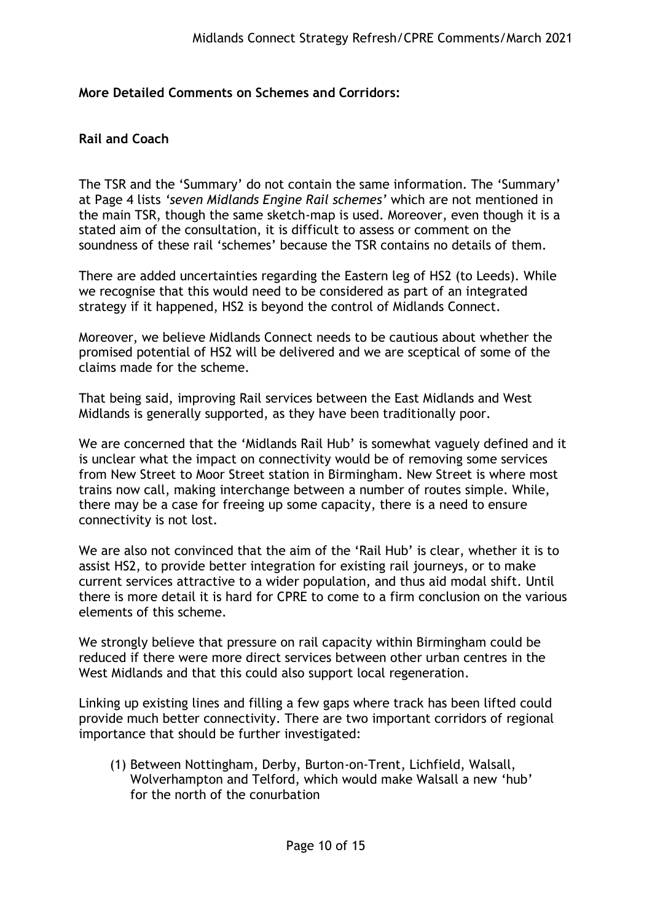**More Detailed Comments on Schemes and Corridors:**

**Rail and Coach**

The TSR and the 'Summary' do not contain the same information. The 'Summary' at Page 4 lists *'seven Midlands Engine Rail schemes'* which are not mentioned in the main TSR, though the same sketch-map is used. Moreover, even though it is a stated aim of the consultation, it is difficult to assess or comment on the soundness of these rail 'schemes' because the TSR contains no details of them.

There are added uncertainties regarding the Eastern leg of HS2 (to Leeds). While we recognise that this would need to be considered as part of an integrated strategy if it happened, HS2 is beyond the control of Midlands Connect.

Moreover, we believe Midlands Connect needs to be cautious about whether the promised potential of HS2 will be delivered and we are sceptical of some of the claims made for the scheme.

That being said, improving Rail services between the East Midlands and West Midlands is generally supported, as they have been traditionally poor.

We are concerned that the 'Midlands Rail Hub' is somewhat vaguely defined and it is unclear what the impact on connectivity would be of removing some services from New Street to Moor Street station in Birmingham. New Street is where most trains now call, making interchange between a number of routes simple. While, there may be a case for freeing up some capacity, there is a need to ensure connectivity is not lost.

We are also not convinced that the aim of the 'Rail Hub' is clear, whether it is to assist HS2, to provide better integration for existing rail journeys, or to make current services attractive to a wider population, and thus aid modal shift. Until there is more detail it is hard for CPRE to come to a firm conclusion on the various elements of this scheme.

We strongly believe that pressure on rail capacity within Birmingham could be reduced if there were more direct services between other urban centres in the West Midlands and that this could also support local regeneration.

Linking up existing lines and filling a few gaps where track has been lifted could provide much better connectivity. There are two important corridors of regional importance that should be further investigated:

(1) Between Nottingham, Derby, Burton-on-Trent, Lichfield, Walsall, Wolverhampton and Telford, which would make Walsall a new 'hub' for the north of the conurbation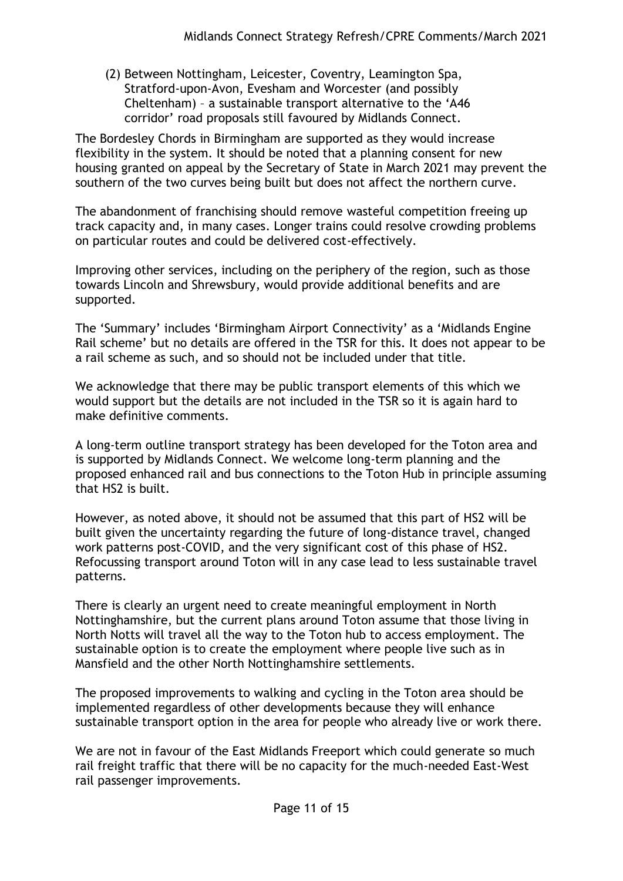(2) Between Nottingham, Leicester, Coventry, Leamington Spa, Stratford-upon-Avon, Evesham and Worcester (and possibly Cheltenham) – a sustainable transport alternative to the 'A46 corridor' road proposals still favoured by Midlands Connect.

The Bordesley Chords in Birmingham are supported as they would increase flexibility in the system. It should be noted that a planning consent for new housing granted on appeal by the Secretary of State in March 2021 may prevent the southern of the two curves being built but does not affect the northern curve.

The abandonment of franchising should remove wasteful competition freeing up track capacity and, in many cases. Longer trains could resolve crowding problems on particular routes and could be delivered cost-effectively.

Improving other services, including on the periphery of the region, such as those towards Lincoln and Shrewsbury, would provide additional benefits and are supported.

The 'Summary' includes 'Birmingham Airport Connectivity' as a 'Midlands Engine Rail scheme' but no details are offered in the TSR for this. It does not appear to be a rail scheme as such, and so should not be included under that title.

We acknowledge that there may be public transport elements of this which we would support but the details are not included in the TSR so it is again hard to make definitive comments.

A long-term outline transport strategy has been developed for the Toton area and is supported by Midlands Connect. We welcome long-term planning and the proposed enhanced rail and bus connections to the Toton Hub in principle assuming that HS2 is built.

However, as noted above, it should not be assumed that this part of HS2 will be built given the uncertainty regarding the future of long-distance travel, changed work patterns post-COVID, and the very significant cost of this phase of HS2. Refocussing transport around Toton will in any case lead to less sustainable travel patterns.

There is clearly an urgent need to create meaningful employment in North Nottinghamshire, but the current plans around Toton assume that those living in North Notts will travel all the way to the Toton hub to access employment. The sustainable option is to create the employment where people live such as in Mansfield and the other North Nottinghamshire settlements.

The proposed improvements to walking and cycling in the Toton area should be implemented regardless of other developments because they will enhance sustainable transport option in the area for people who already live or work there.

We are not in favour of the East Midlands Freeport which could generate so much rail freight traffic that there will be no capacity for the much-needed East-West rail passenger improvements.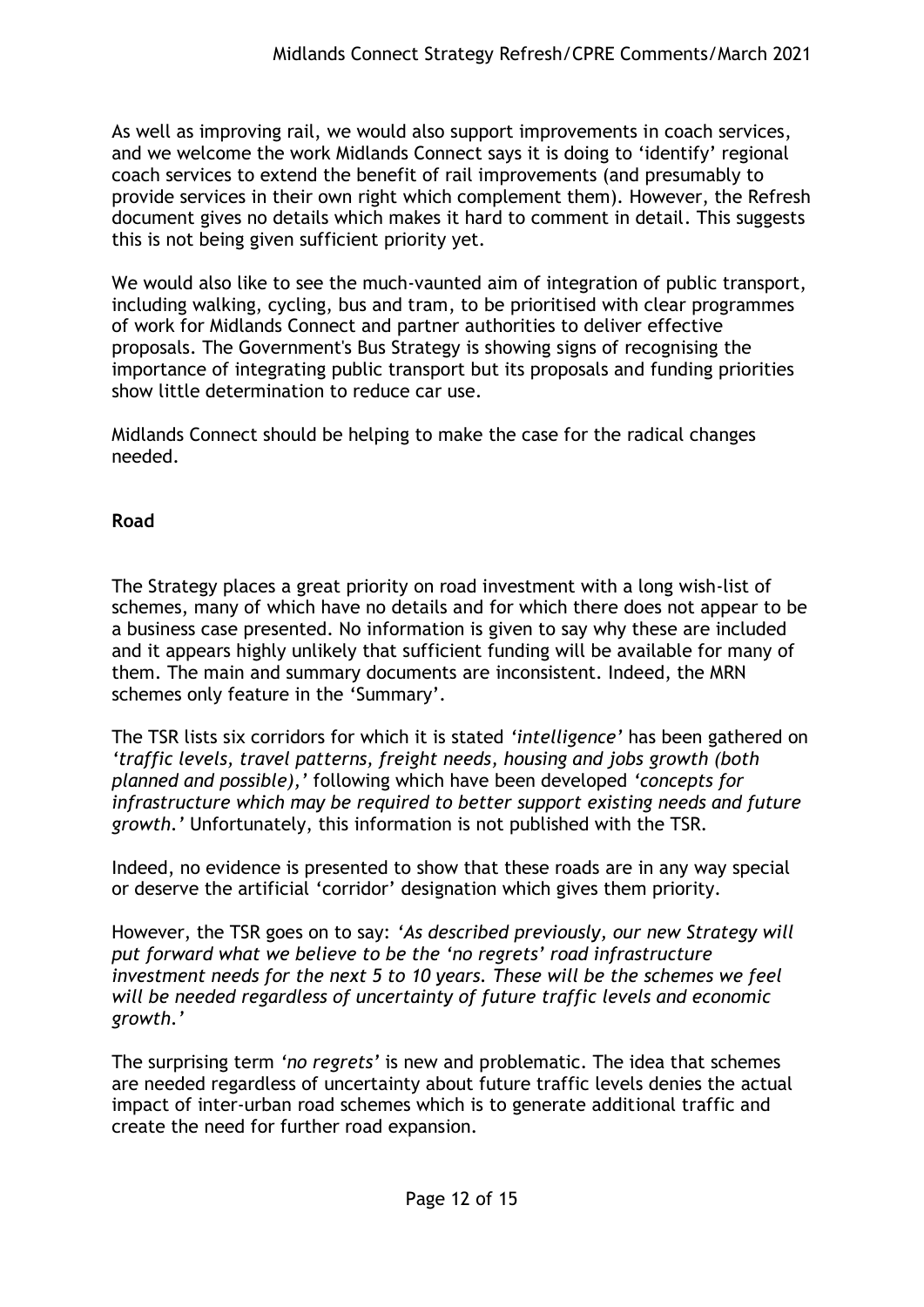As well as improving rail, we would also support improvements in coach services, and we welcome the work Midlands Connect says it is doing to 'identify' regional coach services to extend the benefit of rail improvements (and presumably to provide services in their own right which complement them). However, the Refresh document gives no details which makes it hard to comment in detail. This suggests this is not being given sufficient priority yet.

We would also like to see the much-vaunted aim of integration of public transport, including walking, cycling, bus and tram, to be prioritised with clear programmes of work for Midlands Connect and partner authorities to deliver effective proposals. The Government's Bus Strategy is showing signs of recognising the importance of integrating public transport but its proposals and funding priorities show little determination to reduce car use.

Midlands Connect should be helping to make the case for the radical changes needed.

**Road**

The Strategy places a great priority on road investment with a long wish-list of schemes, many of which have no details and for which there does not appear to be a business case presented. No information is given to say why these are included and it appears highly unlikely that sufficient funding will be available for many of them. The main and summary documents are inconsistent. Indeed, the MRN schemes only feature in the 'Summary'.

The TSR lists six corridors for which it is stated *'intelligence'* has been gathered on *'traffic levels, travel patterns, freight needs, housing and jobs growth (both planned and possible),'* following which have been developed *'concepts for infrastructure which may be required to better support existing needs and future growth.'* Unfortunately, this information is not published with the TSR.

Indeed, no evidence is presented to show that these roads are in any way special or deserve the artificial 'corridor' designation which gives them priority.

However, the TSR goes on to say: *'As described previously, our new Strategy will put forward what we believe to be the 'no regrets' road infrastructure investment needs for the next 5 to 10 years. These will be the schemes we feel will be needed regardless of uncertainty of future traffic levels and economic growth.'*

The surprising term *'no regrets'* is new and problematic. The idea that schemes are needed regardless of uncertainty about future traffic levels denies the actual impact of inter-urban road schemes which is to generate additional traffic and create the need for further road expansion.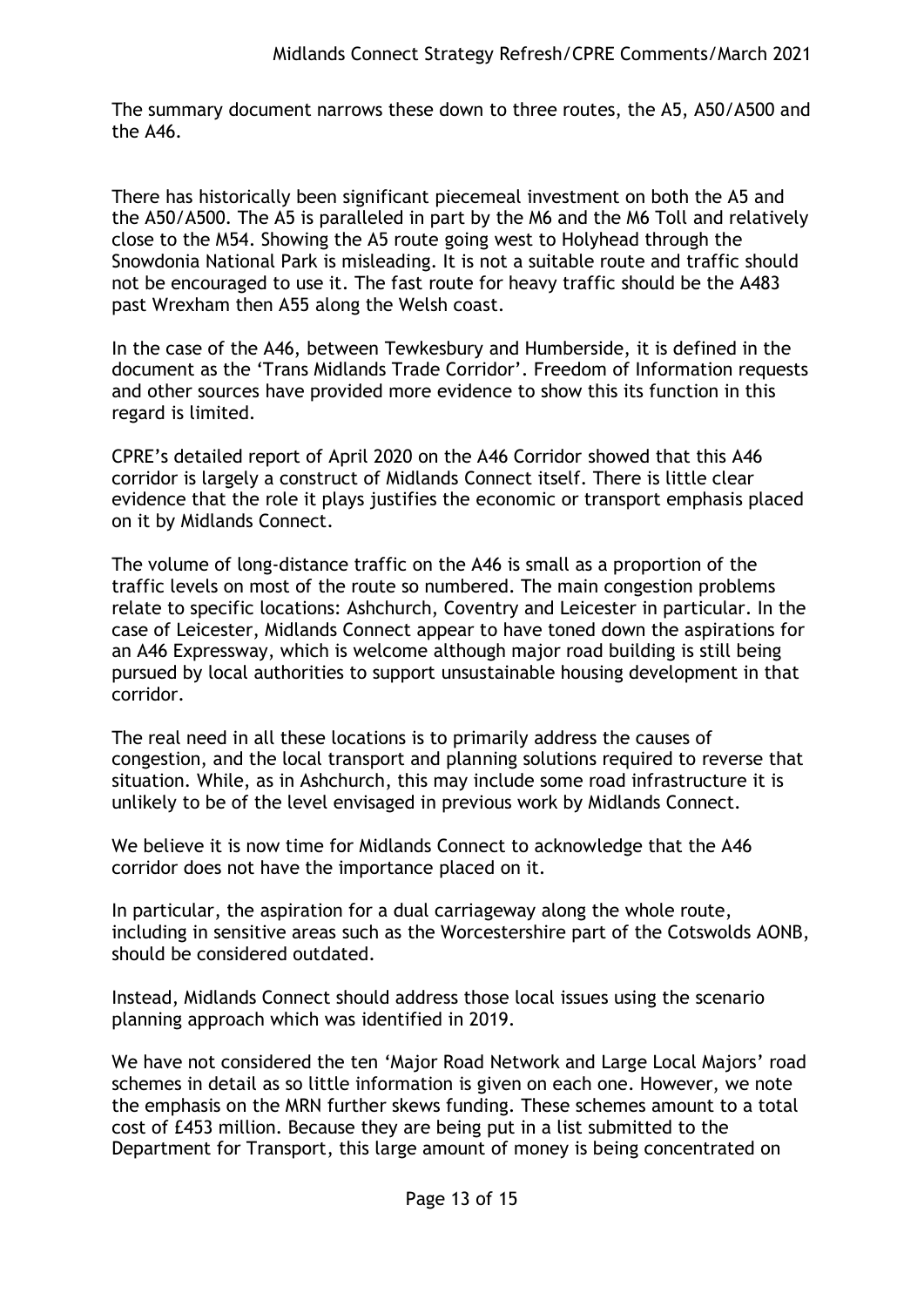The summary document narrows these down to three routes, the A5, A50/A500 and the A46.

There has historically been significant piecemeal investment on both the A5 and the A50/A500. The A5 is paralleled in part by the M6 and the M6 Toll and relatively close to the M54. Showing the A5 route going west to Holyhead through the Snowdonia National Park is misleading. It is not a suitable route and traffic should not be encouraged to use it. The fast route for heavy traffic should be the A483 past Wrexham then A55 along the Welsh coast.

In the case of the A46, between Tewkesbury and Humberside, it is defined in the document as the 'Trans Midlands Trade Corridor'. Freedom of Information requests and other sources have provided more evidence to show this its function in this regard is limited.

CPRE's detailed report of April 2020 on the A46 Corridor showed that this A46 corridor is largely a construct of Midlands Connect itself. There is little clear evidence that the role it plays justifies the economic or transport emphasis placed on it by Midlands Connect.

The volume of long-distance traffic on the A46 is small as a proportion of the traffic levels on most of the route so numbered. The main congestion problems relate to specific locations: Ashchurch, Coventry and Leicester in particular. In the case of Leicester, Midlands Connect appear to have toned down the aspirations for an A46 Expressway, which is welcome although major road building is still being pursued by local authorities to support unsustainable housing development in that corridor.

The real need in all these locations is to primarily address the causes of congestion, and the local transport and planning solutions required to reverse that situation. While, as in Ashchurch, this may include some road infrastructure it is unlikely to be of the level envisaged in previous work by Midlands Connect.

We believe it is now time for Midlands Connect to acknowledge that the A46 corridor does not have the importance placed on it.

In particular, the aspiration for a dual carriageway along the whole route, including in sensitive areas such as the Worcestershire part of the Cotswolds AONB, should be considered outdated.

Instead, Midlands Connect should address those local issues using the scenario planning approach which was identified in 2019.

We have not considered the ten 'Major Road Network and Large Local Majors' road schemes in detail as so little information is given on each one. However, we note the emphasis on the MRN further skews funding. These schemes amount to a total cost of £453 million. Because they are being put in a list submitted to the Department for Transport, this large amount of money is being concentrated on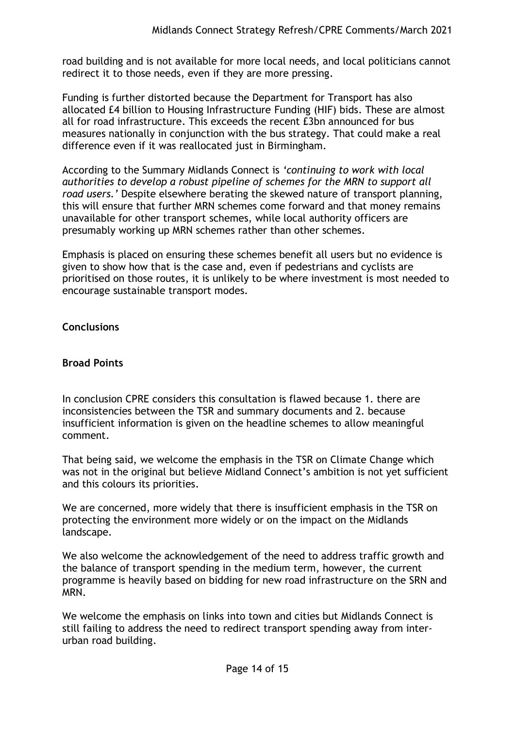road building and is not available for more local needs, and local politicians cannot redirect it to those needs, even if they are more pressing.

Funding is further distorted because the Department for Transport has also allocated £4 billion to Housing Infrastructure Funding (HIF) bids. These are almost all for road infrastructure. This exceeds the recent £3bn announced for bus measures nationally in conjunction with the bus strategy. That could make a real difference even if it was reallocated just in Birmingham.

According to the Summary Midlands Connect is *'continuing to work with local authorities to develop a robust pipeline of schemes for the MRN to support all road users.'* Despite elsewhere berating the skewed nature of transport planning, this will ensure that further MRN schemes come forward and that money remains unavailable for other transport schemes, while local authority officers are presumably working up MRN schemes rather than other schemes.

Emphasis is placed on ensuring these schemes benefit all users but no evidence is given to show how that is the case and, even if pedestrians and cyclists are prioritised on those routes, it is unlikely to be where investment is most needed to encourage sustainable transport modes.

## Conclusions

### Broad Points

In conclusion CPRE considers this consultation is flawed because 1. there are inconsistencies between the TSR and summary documents and 2. because insufficient information is given on the headline schemes to allow meaningful comment.

That being said, we welcome the emphasis in the TSR on Climate Change which was not in the original but believe Midland Connect's ambition is not yet sufficient and this colours its priorities.

We are concerned, more widely that there is insufficient emphasis in the TSR on protecting the environment more widely or on the impact on the Midlands landscape.

We also welcome the acknowledgement of the need to address traffic growth and the balance of transport spending in the medium term, however, the current programme is heavily based on bidding for new road infrastructure on the SRN and MRN.

We welcome the emphasis on links into town and cities but Midlands Connect is still failing to address the need to redirect transport spending away from inter-urban road building.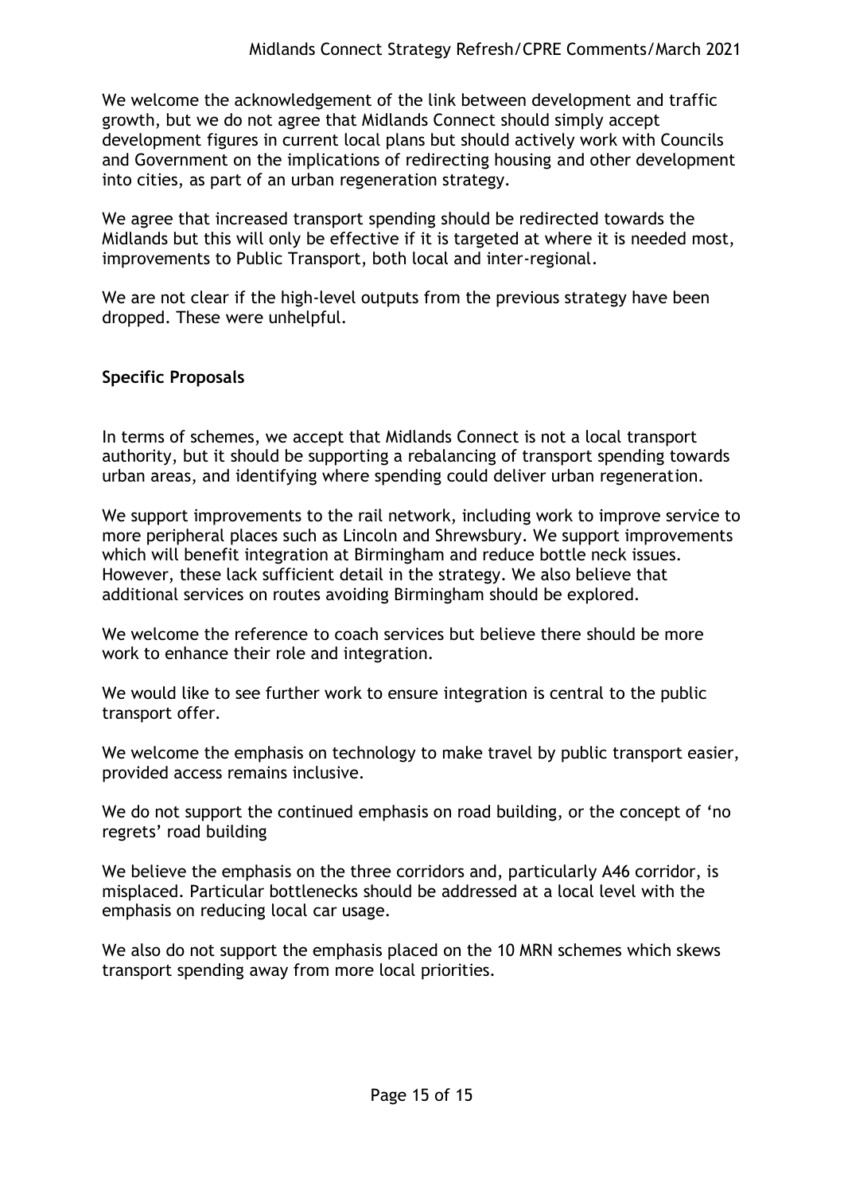We welcome the acknowledgement of the link between development and traffic growth, but we do not agree that Midlands Connect should simply accept development figures in current local plans but should actively work with Councils and Government on the implications of redirecting housing and other development into cities, as part of an urban regeneration strategy.

We agree that increased transport spending should be redirected towards the Midlands but this will only be effective if it is targeted at where it is needed most, improvements to Public Transport, both local and inter-regional.

We are not clear if the high-level outputs from the previous strategy have been dropped. These were unhelpful.

**Specific Proposals**

In terms of schemes, we accept that Midlands Connect is not a local transport authority, but it should be supporting a rebalancing of transport spending towards urban areas, and identifying where spending could deliver urban regeneration.

We support improvements to the rail network, including work to improve service to more peripheral places such as Lincoln and Shrewsbury. We support improvements which will benefit integration at Birmingham and reduce bottle neck issues. However, these lack sufficient detail in the strategy. We also believe that additional services on routes avoiding Birmingham should be explored.

We welcome the reference to coach services but believe there should be more work to enhance their role and integration.

We would like to see further work to ensure integration is central to the public transport offer.

We welcome the emphasis on technology to make travel by public transport easier, provided access remains inclusive.

We do not support the continued emphasis on road building, or the concept of 'no regrets' road building

We believe the emphasis on the three corridors and, particularly A46 corridor, is misplaced. Particular bottlenecks should be addressed at a local level with the emphasis on reducing local car usage.

We also do not support the emphasis placed on the 10 MRN schemes which skews transport spending away from more local priorities.